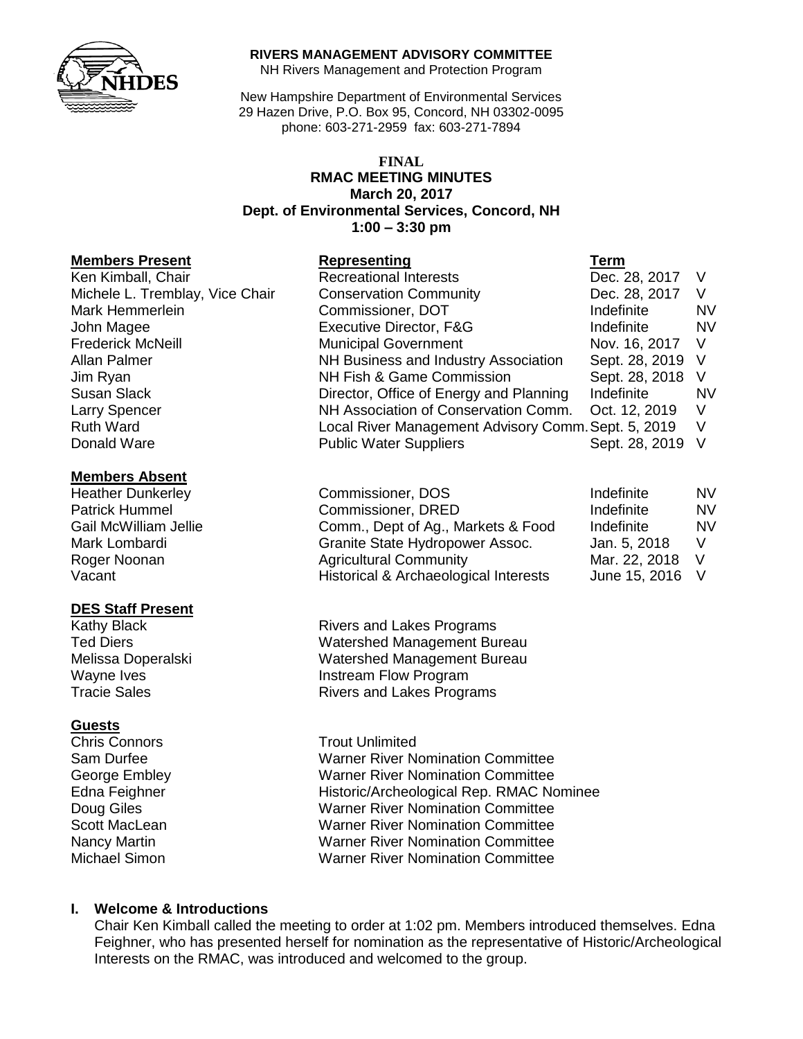**RIVERS MANAGEMENT ADVISORY COMMITTEE**
NH Rivers Management and Protection Program

New Hampshire Department of Environmental Services
29 Hazen Drive, P.O. Box 95, Concord, NH 03302-0095
phone: 603-271-2959 fax: 603-271-7894

**FINAL**
**RMAC MEETING MINUTES**
**March 20, 2017**
**Dept. of Environmental Services, Concord, NH**
**1:00 – 3:30 pm**

| **Members Present** | **Representing** | **Term** | |
|---|---|---|---|
| Ken Kimball, Chair | Recreational Interests | Dec. 28, 2017 | V |
| Michele L. Tremblay, Vice Chair | Conservation Community | Dec. 28, 2017 | V |
| Mark Hemmerlein | Commissioner, DOT | Indefinite | NV |
| John Magee | Executive Director, F&G | Indefinite | NV |
| Frederick McNeill | Municipal Government | Nov. 16, 2017 | V |
| Allan Palmer | NH Business and Industry Association | Sept. 28, 2019 | V |
| Jim Ryan | NH Fish & Game Commission | Sept. 28, 2018 | V |
| Susan Slack | Director, Office of Energy and Planning | Indefinite | NV |
| Larry Spencer | NH Association of Conservation Comm. | Oct. 12, 2019 | V |
| Ruth Ward | Local River Management Advisory Comm. | Sept. 5, 2019 | V |
| Donald Ware | Public Water Suppliers | Sept. 28, 2019 | V |

| **Members Absent** | | | |
|---|---|---|---|
| Heather Dunkerley | Commissioner, DOS | Indefinite | NV |
| Patrick Hummel | Commissioner, DRED | Indefinite | NV |
| Gail McWilliam Jellie | Comm., Dept of Ag., Markets & Food | Indefinite | NV |
| Mark Lombardi | Granite State Hydropower Assoc. | Jan. 5, 2018 | V |
| Roger Noonan | Agricultural Community | Mar. 22, 2018 | V |
| Vacant | Historical & Archaeological Interests | June 15, 2016 | V |

| **DES Staff Present** | |
|---|---|
| Kathy Black | Rivers and Lakes Programs |
| Ted Diers | Watershed Management Bureau |
| Melissa Doperalski | Watershed Management Bureau |
| Wayne Ives | Instream Flow Program |
| Tracie Sales | Rivers and Lakes Programs |

| **Guests** | |
|---|---|
| Chris Connors | Trout Unlimited |
| Sam Durfee | Warner River Nomination Committee |
| George Embley | Warner River Nomination Committee |
| Edna Feighner | Historic/Archeological Rep. RMAC Nominee |
| Doug Giles | Warner River Nomination Committee |
| Scott MacLean | Warner River Nomination Committee |
| Nancy Martin | Warner River Nomination Committee |
| Michael Simon | Warner River Nomination Committee |

## I. Welcome & Introductions

Chair Ken Kimball called the meeting to order at 1:02 pm. Members introduced themselves. Edna Feighner, who has presented herself for nomination as the representative of Historic/Archeological Interests on the RMAC, was introduced and welcomed to the group.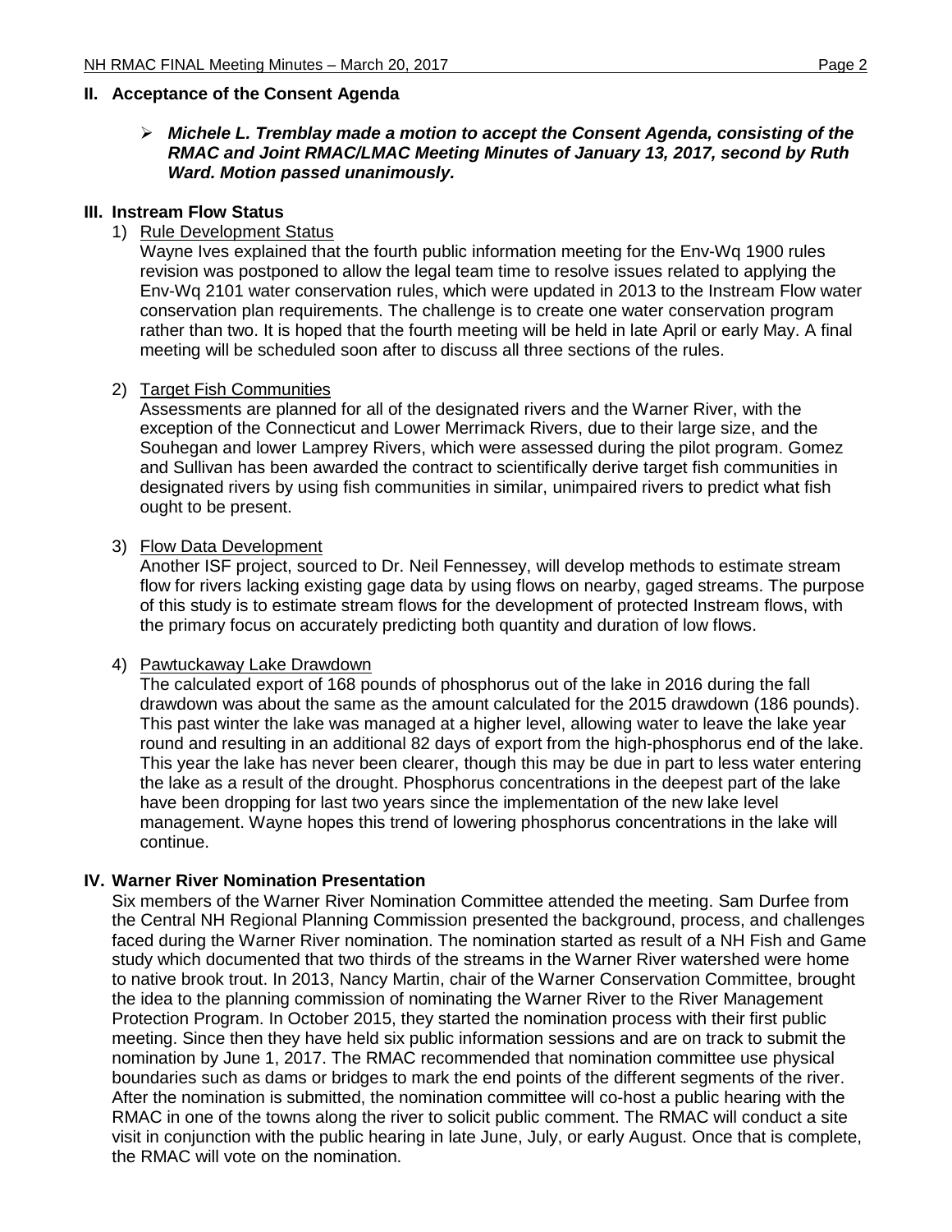## II. Acceptance of the Consent Agenda

- ***Michele L. Tremblay made a motion to accept the Consent Agenda, consisting of the RMAC and Joint RMAC/LMAC Meeting Minutes of January 13, 2017, second by Ruth Ward. Motion passed unanimously.***

## III. Instream Flow Status

1) Rule Development Status

   Wayne Ives explained that the fourth public information meeting for the Env-Wq 1900 rules revision was postponed to allow the legal team time to resolve issues related to applying the Env-Wq 2101 water conservation rules, which were updated in 2013 to the Instream Flow water conservation plan requirements. The challenge is to create one water conservation program rather than two. It is hoped that the fourth meeting will be held in late April or early May. A final meeting will be scheduled soon after to discuss all three sections of the rules.

2) Target Fish Communities

   Assessments are planned for all of the designated rivers and the Warner River, with the exception of the Connecticut and Lower Merrimack Rivers, due to their large size, and the Souhegan and lower Lamprey Rivers, which were assessed during the pilot program. Gomez and Sullivan has been awarded the contract to scientifically derive target fish communities in designated rivers by using fish communities in similar, unimpaired rivers to predict what fish ought to be present.

3) Flow Data Development

   Another ISF project, sourced to Dr. Neil Fennessey, will develop methods to estimate stream flow for rivers lacking existing gage data by using flows on nearby, gaged streams. The purpose of this study is to estimate stream flows for the development of protected Instream flows, with the primary focus on accurately predicting both quantity and duration of low flows.

4) Pawtuckaway Lake Drawdown

   The calculated export of 168 pounds of phosphorus out of the lake in 2016 during the fall drawdown was about the same as the amount calculated for the 2015 drawdown (186 pounds). This past winter the lake was managed at a higher level, allowing water to leave the lake year round and resulting in an additional 82 days of export from the high-phosphorus end of the lake. This year the lake has never been clearer, though this may be due in part to less water entering the lake as a result of the drought. Phosphorus concentrations in the deepest part of the lake have been dropping for last two years since the implementation of the new lake level management. Wayne hopes this trend of lowering phosphorus concentrations in the lake will continue.

## IV. Warner River Nomination Presentation

Six members of the Warner River Nomination Committee attended the meeting. Sam Durfee from the Central NH Regional Planning Commission presented the background, process, and challenges faced during the Warner River nomination. The nomination started as result of a NH Fish and Game study which documented that two thirds of the streams in the Warner River watershed were home to native brook trout. In 2013, Nancy Martin, chair of the Warner Conservation Committee, brought the idea to the planning commission of nominating the Warner River to the River Management Protection Program. In October 2015, they started the nomination process with their first public meeting. Since then they have held six public information sessions and are on track to submit the nomination by June 1, 2017. The RMAC recommended that nomination committee use physical boundaries such as dams or bridges to mark the end points of the different segments of the river. After the nomination is submitted, the nomination committee will co-host a public hearing with the RMAC in one of the towns along the river to solicit public comment. The RMAC will conduct a site visit in conjunction with the public hearing in late June, July, or early August. Once that is complete, the RMAC will vote on the nomination.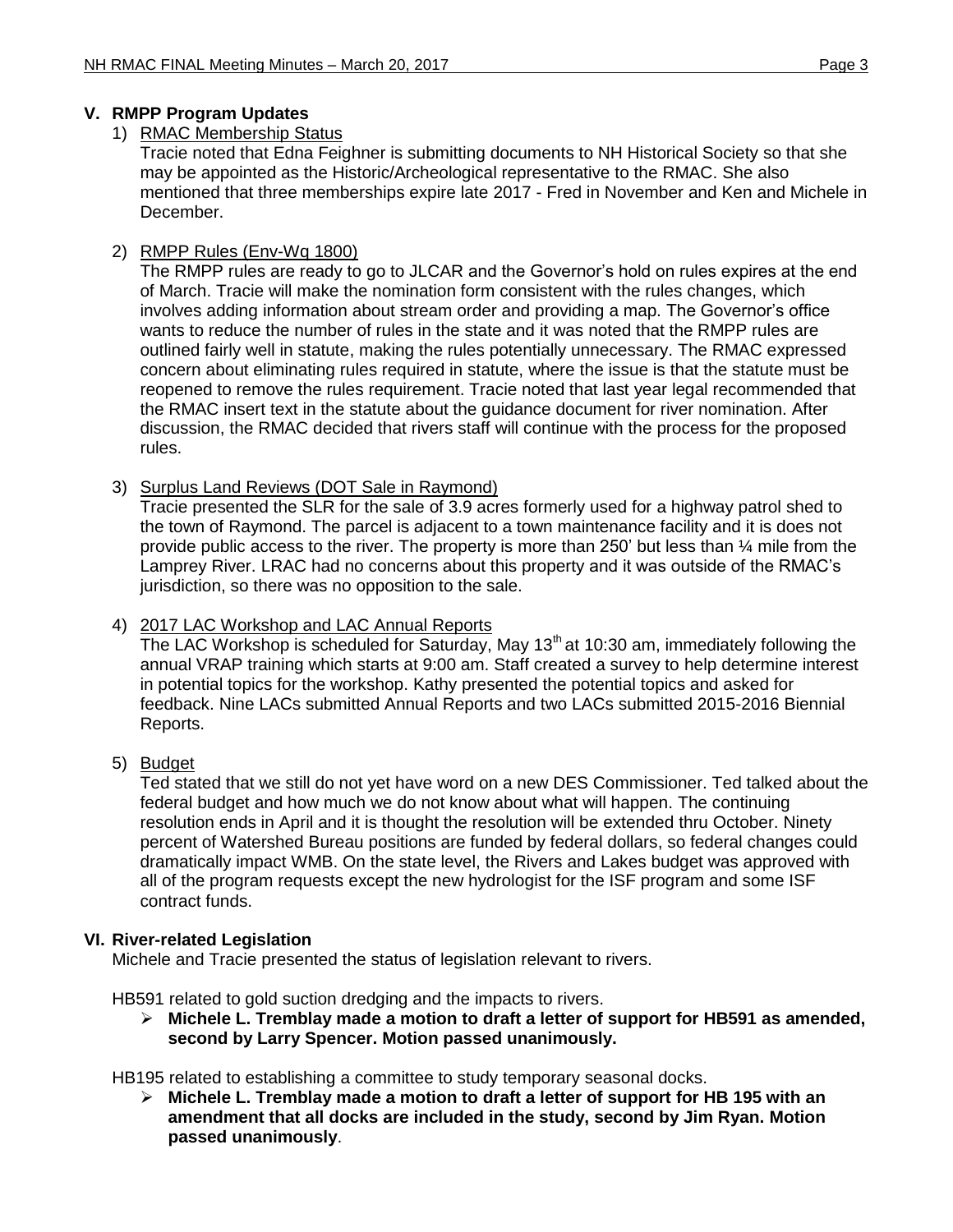## V. RMPP Program Updates

1) RMAC Membership Status

   Tracie noted that Edna Feighner is submitting documents to NH Historical Society so that she may be appointed as the Historic/Archeological representative to the RMAC. She also mentioned that three memberships expire late 2017 - Fred in November and Ken and Michele in December.

2) RMPP Rules (Env-Wq 1800)

   The RMPP rules are ready to go to JLCAR and the Governor's hold on rules expires at the end of March. Tracie will make the nomination form consistent with the rules changes, which involves adding information about stream order and providing a map. The Governor's office wants to reduce the number of rules in the state and it was noted that the RMPP rules are outlined fairly well in statute, making the rules potentially unnecessary. The RMAC expressed concern about eliminating rules required in statute, where the issue is that the statute must be reopened to remove the rules requirement. Tracie noted that last year legal recommended that the RMAC insert text in the statute about the guidance document for river nomination. After discussion, the RMAC decided that rivers staff will continue with the process for the proposed rules.

3) Surplus Land Reviews (DOT Sale in Raymond)

   Tracie presented the SLR for the sale of 3.9 acres formerly used for a highway patrol shed to the town of Raymond. The parcel is adjacent to a town maintenance facility and it is does not provide public access to the river. The property is more than 250' but less than ¼ mile from the Lamprey River. LRAC had no concerns about this property and it was outside of the RMAC's jurisdiction, so there was no opposition to the sale.

4) 2017 LAC Workshop and LAC Annual Reports

   The LAC Workshop is scheduled for Saturday, May 13th at 10:30 am, immediately following the annual VRAP training which starts at 9:00 am. Staff created a survey to help determine interest in potential topics for the workshop. Kathy presented the potential topics and asked for feedback. Nine LACs submitted Annual Reports and two LACs submitted 2015-2016 Biennial Reports.

5) Budget

   Ted stated that we still do not yet have word on a new DES Commissioner. Ted talked about the federal budget and how much we do not know about what will happen. The continuing resolution ends in April and it is thought the resolution will be extended thru October. Ninety percent of Watershed Bureau positions are funded by federal dollars, so federal changes could dramatically impact WMB. On the state level, the Rivers and Lakes budget was approved with all of the program requests except the new hydrologist for the ISF program and some ISF contract funds.

## VI. River-related Legislation

Michele and Tracie presented the status of legislation relevant to rivers.

HB591 related to gold suction dredging and the impacts to rivers.

- **Michele L. Tremblay made a motion to draft a letter of support for HB591 as amended, second by Larry Spencer. Motion passed unanimously.**

HB195 related to establishing a committee to study temporary seasonal docks.

- **Michele L. Tremblay made a motion to draft a letter of support for HB 195 with an amendment that all docks are included in the study, second by Jim Ryan. Motion passed unanimously**.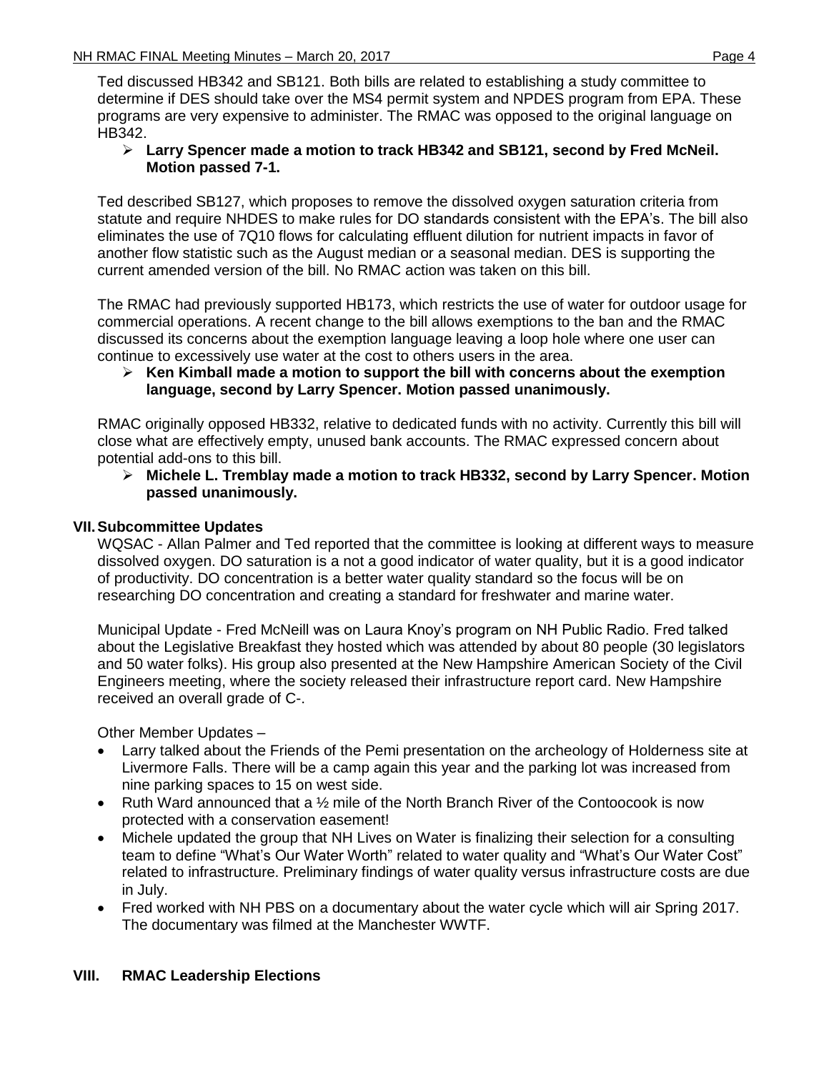Ted discussed HB342 and SB121. Both bills are related to establishing a study committee to determine if DES should take over the MS4 permit system and NPDES program from EPA. These programs are very expensive to administer. The RMAC was opposed to the original language on HB342.

- **Larry Spencer made a motion to track HB342 and SB121, second by Fred McNeil. Motion passed 7-1.**

Ted described SB127, which proposes to remove the dissolved oxygen saturation criteria from statute and require NHDES to make rules for DO standards consistent with the EPA's. The bill also eliminates the use of 7Q10 flows for calculating effluent dilution for nutrient impacts in favor of another flow statistic such as the August median or a seasonal median. DES is supporting the current amended version of the bill. No RMAC action was taken on this bill.

The RMAC had previously supported HB173, which restricts the use of water for outdoor usage for commercial operations. A recent change to the bill allows exemptions to the ban and the RMAC discussed its concerns about the exemption language leaving a loop hole where one user can continue to excessively use water at the cost to others users in the area.

- **Ken Kimball made a motion to support the bill with concerns about the exemption language, second by Larry Spencer. Motion passed unanimously.**

RMAC originally opposed HB332, relative to dedicated funds with no activity. Currently this bill will close what are effectively empty, unused bank accounts. The RMAC expressed concern about potential add-ons to this bill.

- **Michele L. Tremblay made a motion to track HB332, second by Larry Spencer. Motion passed unanimously.**

## VII. Subcommittee Updates

WQSAC - Allan Palmer and Ted reported that the committee is looking at different ways to measure dissolved oxygen. DO saturation is a not a good indicator of water quality, but it is a good indicator of productivity. DO concentration is a better water quality standard so the focus will be on researching DO concentration and creating a standard for freshwater and marine water.

Municipal Update - Fred McNeill was on Laura Knoy's program on NH Public Radio. Fred talked about the Legislative Breakfast they hosted which was attended by about 80 people (30 legislators and 50 water folks). His group also presented at the New Hampshire American Society of the Civil Engineers meeting, where the society released their infrastructure report card. New Hampshire received an overall grade of C-.

Other Member Updates –

- Larry talked about the Friends of the Pemi presentation on the archeology of Holderness site at Livermore Falls. There will be a camp again this year and the parking lot was increased from nine parking spaces to 15 on west side.
- Ruth Ward announced that a ½ mile of the North Branch River of the Contoocook is now protected with a conservation easement!
- Michele updated the group that NH Lives on Water is finalizing their selection for a consulting team to define "What's Our Water Worth" related to water quality and "What's Our Water Cost" related to infrastructure. Preliminary findings of water quality versus infrastructure costs are due in July.
- Fred worked with NH PBS on a documentary about the water cycle which will air Spring 2017. The documentary was filmed at the Manchester WWTF.

## VIII. RMAC Leadership Elections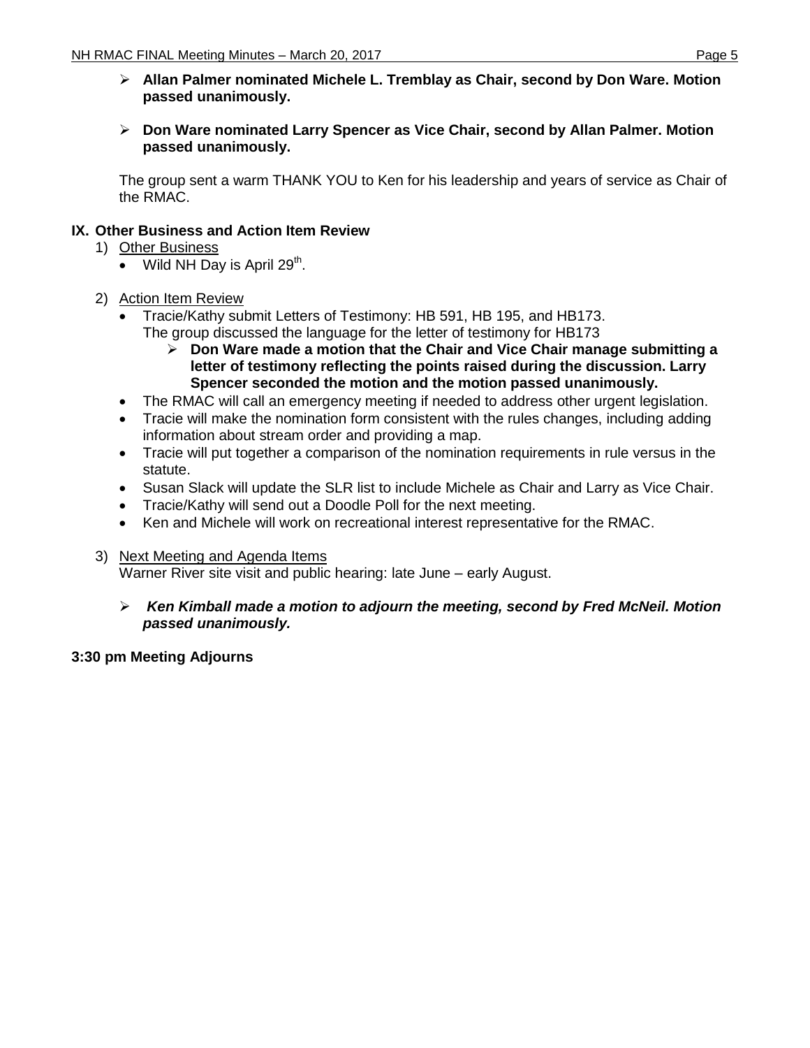- **Allan Palmer nominated Michele L. Tremblay as Chair, second by Don Ware. Motion passed unanimously.**

- **Don Ware nominated Larry Spencer as Vice Chair, second by Allan Palmer. Motion passed unanimously.**

The group sent a warm THANK YOU to Ken for his leadership and years of service as Chair of the RMAC.

## IX. Other Business and Action Item Review

1) Other Business
   - Wild NH Day is April 29th.

2) Action Item Review
   - Tracie/Kathy submit Letters of Testimony: HB 591, HB 195, and HB173.
     The group discussed the language for the letter of testimony for HB173
     - **Don Ware made a motion that the Chair and Vice Chair manage submitting a letter of testimony reflecting the points raised during the discussion. Larry Spencer seconded the motion and the motion passed unanimously.**
   - The RMAC will call an emergency meeting if needed to address other urgent legislation.
   - Tracie will make the nomination form consistent with the rules changes, including adding information about stream order and providing a map.
   - Tracie will put together a comparison of the nomination requirements in rule versus in the statute.
   - Susan Slack will update the SLR list to include Michele as Chair and Larry as Vice Chair.
   - Tracie/Kathy will send out a Doodle Poll for the next meeting.
   - Ken and Michele will work on recreational interest representative for the RMAC.

3) Next Meeting and Agenda Items
   Warner River site visit and public hearing: late June – early August.

   - ***Ken Kimball made a motion to adjourn the meeting, second by Fred McNeil. Motion passed unanimously.***

**3:30 pm Meeting Adjourns**